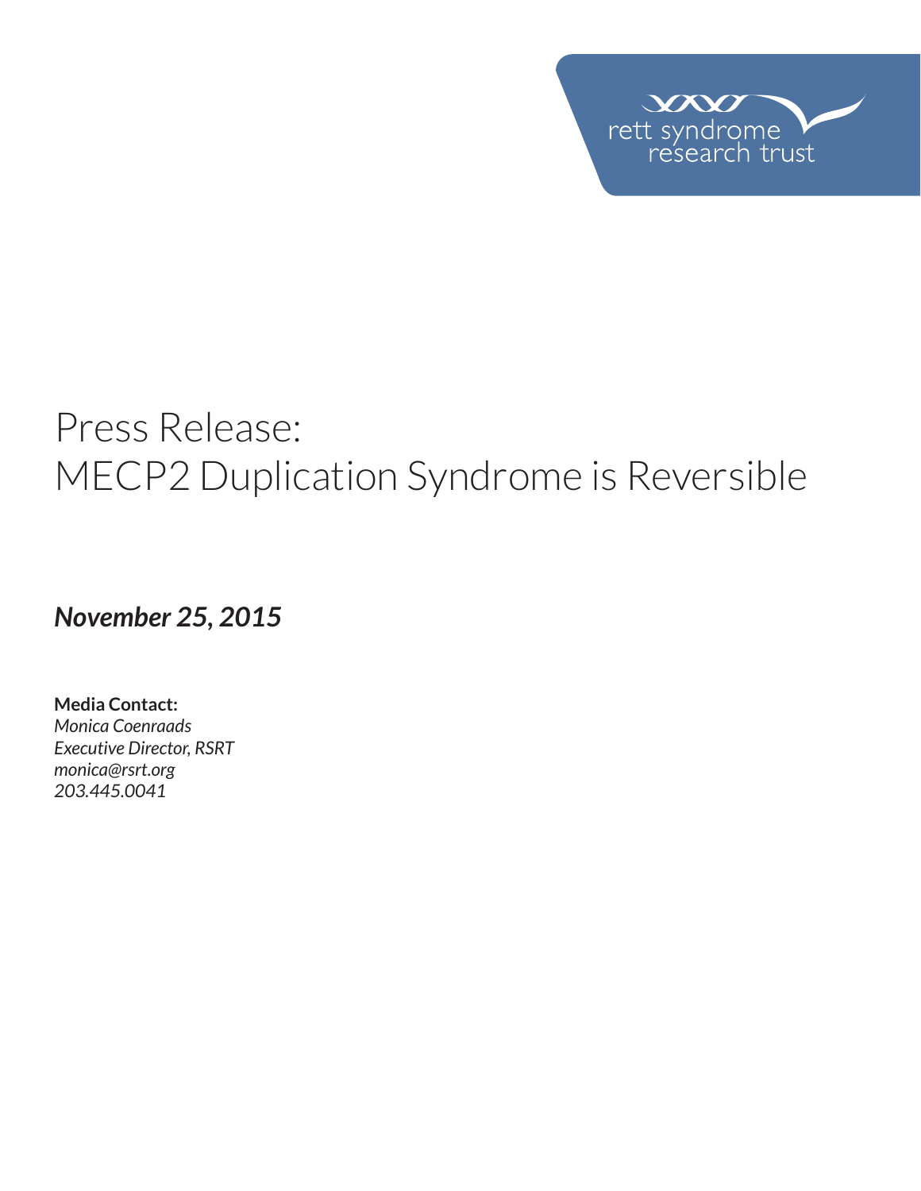rett syndrome research trust

# Press Release: MECP2 Duplication Syndrome is Reversible

***November 25, 2015***

**Media Contact:**
*Monica Coenraads*
*Executive Director, RSRT*
*monica@rsrt.org*
*203.445.0041*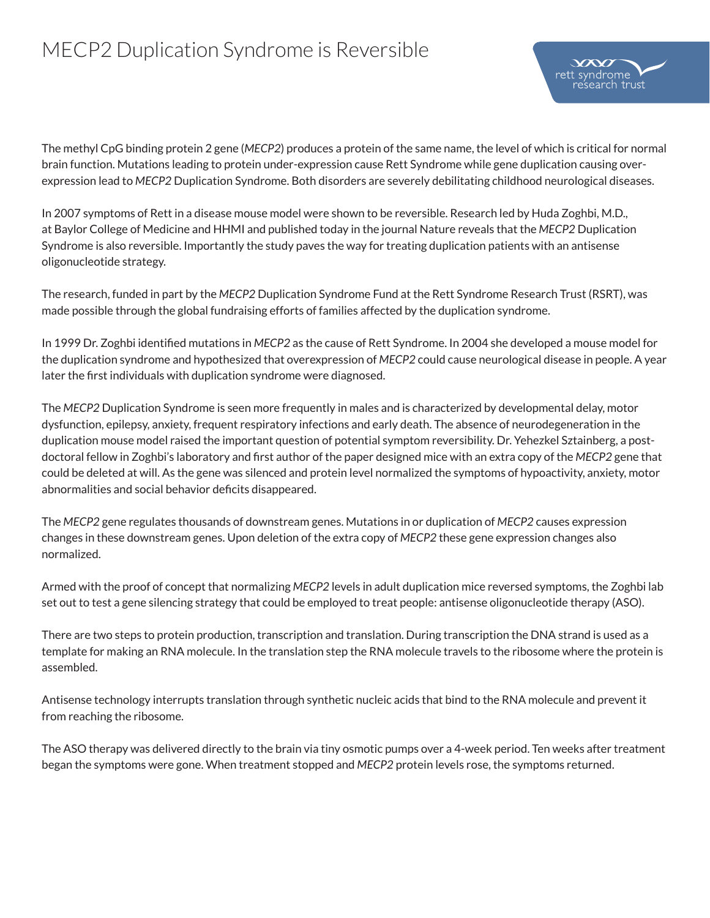# MECP2 Duplication Syndrome is Reversible

The methyl CpG binding protein 2 gene (*MECP2*) produces a protein of the same name, the level of which is critical for normal brain function. Mutations leading to protein under-expression cause Rett Syndrome while gene duplication causing over-expression lead to *MECP2* Duplication Syndrome. Both disorders are severely debilitating childhood neurological diseases.

In 2007 symptoms of Rett in a disease mouse model were shown to be reversible. Research led by Huda Zoghbi, M.D., at Baylor College of Medicine and HHMI and published today in the journal Nature reveals that the *MECP2* Duplication Syndrome is also reversible. Importantly the study paves the way for treating duplication patients with an antisense oligonucleotide strategy.

The research, funded in part by the *MECP2* Duplication Syndrome Fund at the Rett Syndrome Research Trust (RSRT), was made possible through the global fundraising efforts of families affected by the duplication syndrome.

In 1999 Dr. Zoghbi identified mutations in *MECP2* as the cause of Rett Syndrome. In 2004 she developed a mouse model for the duplication syndrome and hypothesized that overexpression of *MECP2* could cause neurological disease in people. A year later the first individuals with duplication syndrome were diagnosed.

The *MECP2* Duplication Syndrome is seen more frequently in males and is characterized by developmental delay, motor dysfunction, epilepsy, anxiety, frequent respiratory infections and early death. The absence of neurodegeneration in the duplication mouse model raised the important question of potential symptom reversibility. Dr. Yehezkel Sztainberg, a post-doctoral fellow in Zoghbi's laboratory and first author of the paper designed mice with an extra copy of the *MECP2* gene that could be deleted at will. As the gene was silenced and protein level normalized the symptoms of hypoactivity, anxiety, motor abnormalities and social behavior deficits disappeared.

The *MECP2* gene regulates thousands of downstream genes. Mutations in or duplication of *MECP2* causes expression changes in these downstream genes. Upon deletion of the extra copy of *MECP2* these gene expression changes also normalized.

Armed with the proof of concept that normalizing *MECP2* levels in adult duplication mice reversed symptoms, the Zoghbi lab set out to test a gene silencing strategy that could be employed to treat people: antisense oligonucleotide therapy (ASO).

There are two steps to protein production, transcription and translation. During transcription the DNA strand is used as a template for making an RNA molecule. In the translation step the RNA molecule travels to the ribosome where the protein is assembled.

Antisense technology interrupts translation through synthetic nucleic acids that bind to the RNA molecule and prevent it from reaching the ribosome.

The ASO therapy was delivered directly to the brain via tiny osmotic pumps over a 4-week period. Ten weeks after treatment began the symptoms were gone. When treatment stopped and *MECP2* protein levels rose, the symptoms returned.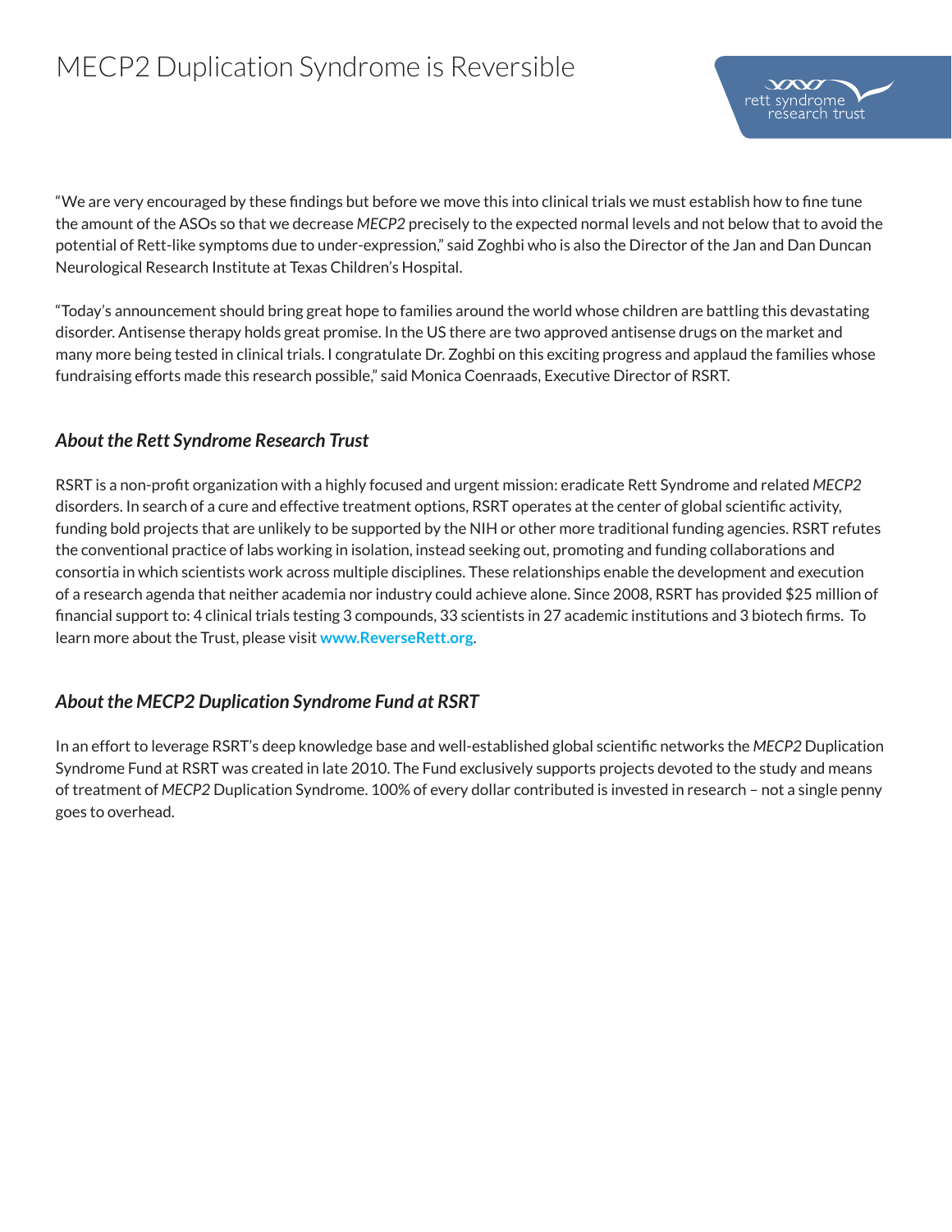"We are very encouraged by these findings but before we move this into clinical trials we must establish how to fine tune the amount of the ASOs so that we decrease *MECP2* precisely to the expected normal levels and not below that to avoid the potential of Rett-like symptoms due to under-expression," said Zoghbi who is also the Director of the Jan and Dan Duncan Neurological Research Institute at Texas Children's Hospital.

"Today's announcement should bring great hope to families around the world whose children are battling this devastating disorder. Antisense therapy holds great promise. In the US there are two approved antisense drugs on the market and many more being tested in clinical trials. I congratulate Dr. Zoghbi on this exciting progress and applaud the families whose fundraising efforts made this research possible," said Monica Coenraads, Executive Director of RSRT.

### *About the Rett Syndrome Research Trust*

RSRT is a non-profit organization with a highly focused and urgent mission: eradicate Rett Syndrome and related *MECP2* disorders. In search of a cure and effective treatment options, RSRT operates at the center of global scientific activity, funding bold projects that are unlikely to be supported by the NIH or other more traditional funding agencies. RSRT refutes the conventional practice of labs working in isolation, instead seeking out, promoting and funding collaborations and consortia in which scientists work across multiple disciplines. These relationships enable the development and execution of a research agenda that neither academia nor industry could achieve alone. Since 2008, RSRT has provided $25 million of financial support to: 4 clinical trials testing 3 compounds, 33 scientists in 27 academic institutions and 3 biotech firms. To learn more about the Trust, please visit **www.ReverseRett.org**.

### *About the MECP2 Duplication Syndrome Fund at RSRT*

In an effort to leverage RSRT's deep knowledge base and well-established global scientific networks the *MECP2* Duplication Syndrome Fund at RSRT was created in late 2010. The Fund exclusively supports projects devoted to the study and means of treatment of *MECP2* Duplication Syndrome. 100% of every dollar contributed is invested in research – not a single penny goes to overhead.